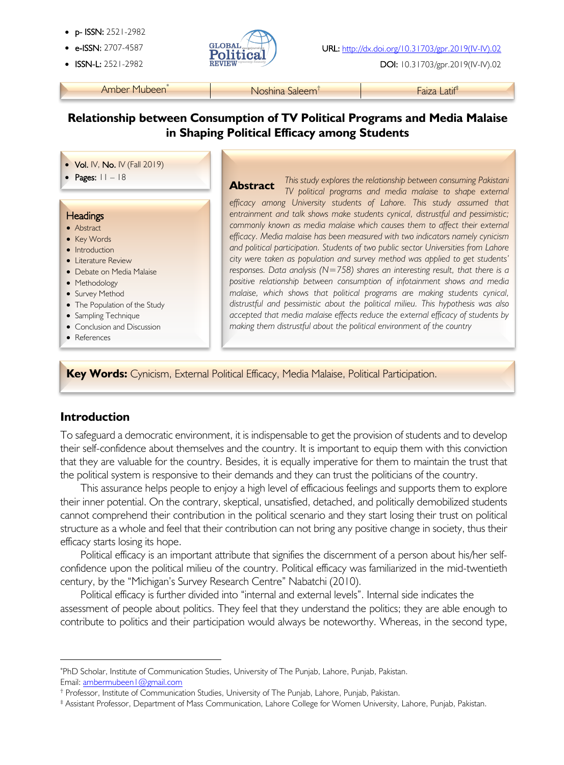- **p- ISSN:** 2521-2982
- **e-ISSN:** 2707-4587
- **ISSN-L:** 2521-2982

**URL:** http://dx.doi.org/10.31703/gpr.2019(IV-IV).02

**DOI:** 10.31703/gpr.2019(IV-IV).02

Amber Mubeen[*] | Noshina Saleem[†] | Faiza Latif[‡]

# Relationship between Consumption of TV Political Programs and Media Malaise in Shaping Political Efficacy among Students

- **Vol.** IV, **No.** IV (Fall 2019)
- **Pages:** 11 – 18

## Headings

- Abstract
- Key Words
- Introduction
- Literature Review
- Debate on Media Malaise
- Methodology
- Survey Method
- The Population of the Study
- Sampling Technique
- Conclusion and Discussion
- References

## Abstract

*This study explores the relationship between consuming Pakistani TV political programs and media malaise to shape external efficacy among University students of Lahore. This study assumed that entrainment and talk shows make students cynical, distrustful and pessimistic; commonly known as media malaise which causes them to affect their external efficacy. Media malaise has been measured with two indicators namely cynicism and political participation. Students of two public sector Universities from Lahore city were taken as population and survey method was applied to get students' responses. Data analysis (N=758) shares an interesting result, that there is a positive relationship between consumption of infotainment shows and media malaise, which shows that political programs are making students cynical, distrustful and pessimistic about the political milieu. This hypothesis was also accepted that media malaise effects reduce the external efficacy of students by making them distrustful about the political environment of the country*

**Key Words:** Cynicism, External Political Efficacy, Media Malaise, Political Participation.

## Introduction

To safeguard a democratic environment, it is indispensable to get the provision of students and to develop their self-confidence about themselves and the country. It is important to equip them with this conviction that they are valuable for the country. Besides, it is equally imperative for them to maintain the trust that the political system is responsive to their demands and they can trust the politicians of the country.

This assurance helps people to enjoy a high level of efficacious feelings and supports them to explore their inner potential. On the contrary, skeptical, unsatisfied, detached, and politically demobilized students cannot comprehend their contribution in the political scenario and they start losing their trust on political structure as a whole and feel that their contribution can not bring any positive change in society, thus their efficacy starts losing its hope.

Political efficacy is an important attribute that signifies the discernment of a person about his/her self-confidence upon the political milieu of the country. Political efficacy was familiarized in the mid-twentieth century, by the "Michigan's Survey Research Centre" Nabatchi (2010).

Political efficacy is further divided into "internal and external levels". Internal side indicates the assessment of people about politics. They feel that they understand the politics; they are able enough to contribute to politics and their participation would always be noteworthy. Whereas, in the second type,

---

[*] PhD Scholar, Institute of Communication Studies, University of The Punjab, Lahore, Punjab, Pakistan. Email: ambermubeen1@gmail.com

[†] Professor, Institute of Communication Studies, University of The Punjab, Lahore, Punjab, Pakistan.

[‡] Assistant Professor, Department of Mass Communication, Lahore College for Women University, Lahore, Punjab, Pakistan.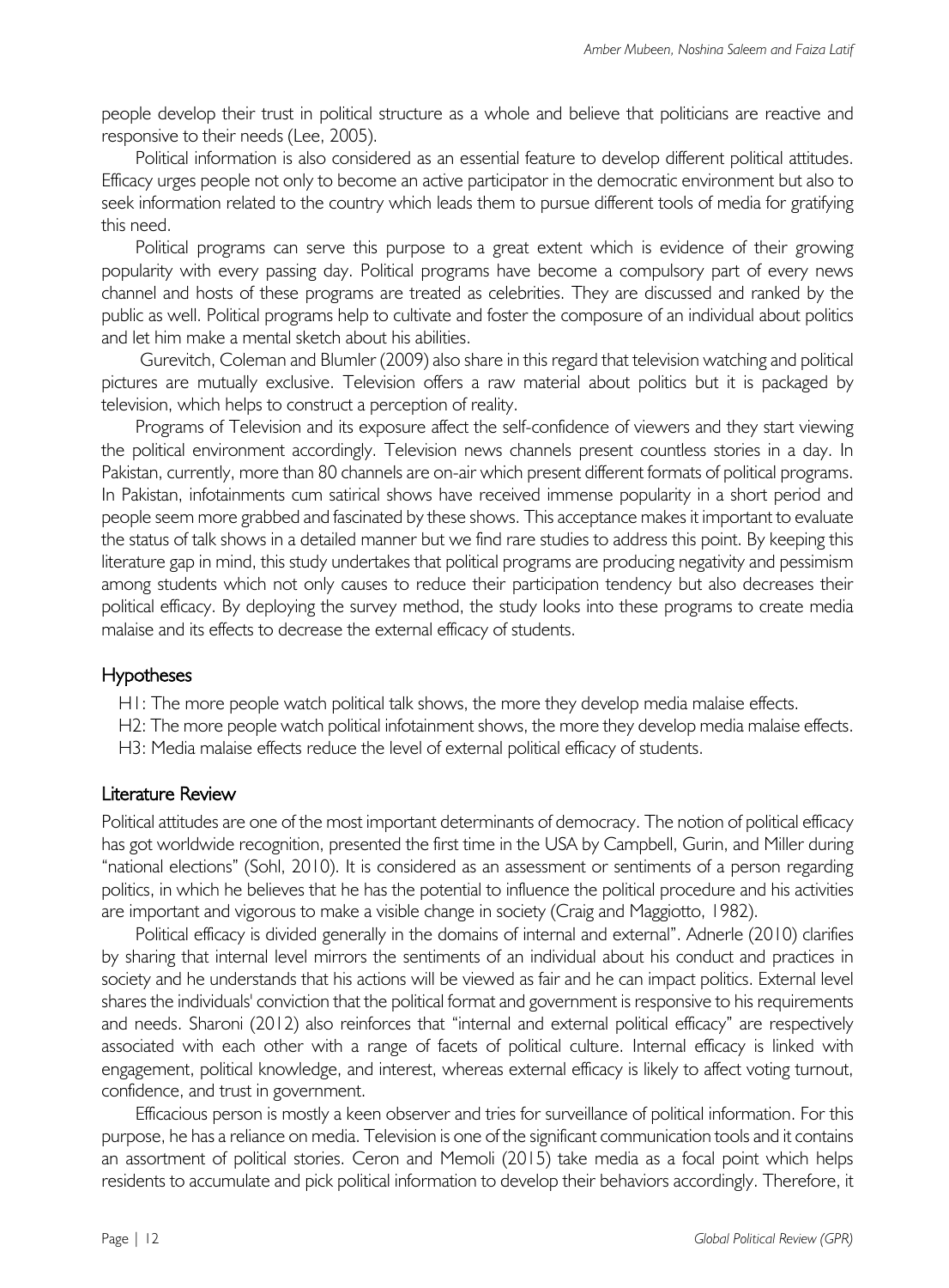people develop their trust in political structure as a whole and believe that politicians are reactive and responsive to their needs (Lee, 2005).

Political information is also considered as an essential feature to develop different political attitudes. Efficacy urges people not only to become an active participator in the democratic environment but also to seek information related to the country which leads them to pursue different tools of media for gratifying this need.

Political programs can serve this purpose to a great extent which is evidence of their growing popularity with every passing day. Political programs have become a compulsory part of every news channel and hosts of these programs are treated as celebrities. They are discussed and ranked by the public as well. Political programs help to cultivate and foster the composure of an individual about politics and let him make a mental sketch about his abilities.

Gurevitch, Coleman and Blumler (2009) also share in this regard that television watching and political pictures are mutually exclusive. Television offers a raw material about politics but it is packaged by television, which helps to construct a perception of reality.

Programs of Television and its exposure affect the self-confidence of viewers and they start viewing the political environment accordingly. Television news channels present countless stories in a day. In Pakistan, currently, more than 80 channels are on-air which present different formats of political programs. In Pakistan, infotainments cum satirical shows have received immense popularity in a short period and people seem more grabbed and fascinated by these shows. This acceptance makes it important to evaluate the status of talk shows in a detailed manner but we find rare studies to address this point. By keeping this literature gap in mind, this study undertakes that political programs are producing negativity and pessimism among students which not only causes to reduce their participation tendency but also decreases their political efficacy. By deploying the survey method, the study looks into these programs to create media malaise and its effects to decrease the external efficacy of students.

## Hypotheses

H1: The more people watch political talk shows, the more they develop media malaise effects.

H2: The more people watch political infotainment shows, the more they develop media malaise effects.

H3: Media malaise effects reduce the level of external political efficacy of students.

## Literature Review

Political attitudes are one of the most important determinants of democracy. The notion of political efficacy has got worldwide recognition, presented the first time in the USA by Campbell, Gurin, and Miller during "national elections" (Sohl, 2010). It is considered as an assessment or sentiments of a person regarding politics, in which he believes that he has the potential to influence the political procedure and his activities are important and vigorous to make a visible change in society (Craig and Maggiotto, 1982).

Political efficacy is divided generally in the domains of internal and external". Adnerle (2010) clarifies by sharing that internal level mirrors the sentiments of an individual about his conduct and practices in society and he understands that his actions will be viewed as fair and he can impact politics. External level shares the individuals' conviction that the political format and government is responsive to his requirements and needs. Sharoni (2012) also reinforces that "internal and external political efficacy" are respectively associated with each other with a range of facets of political culture. Internal efficacy is linked with engagement, political knowledge, and interest, whereas external efficacy is likely to affect voting turnout, confidence, and trust in government.

Efficacious person is mostly a keen observer and tries for surveillance of political information. For this purpose, he has a reliance on media. Television is one of the significant communication tools and it contains an assortment of political stories. Ceron and Memoli (2015) take media as a focal point which helps residents to accumulate and pick political information to develop their behaviors accordingly. Therefore, it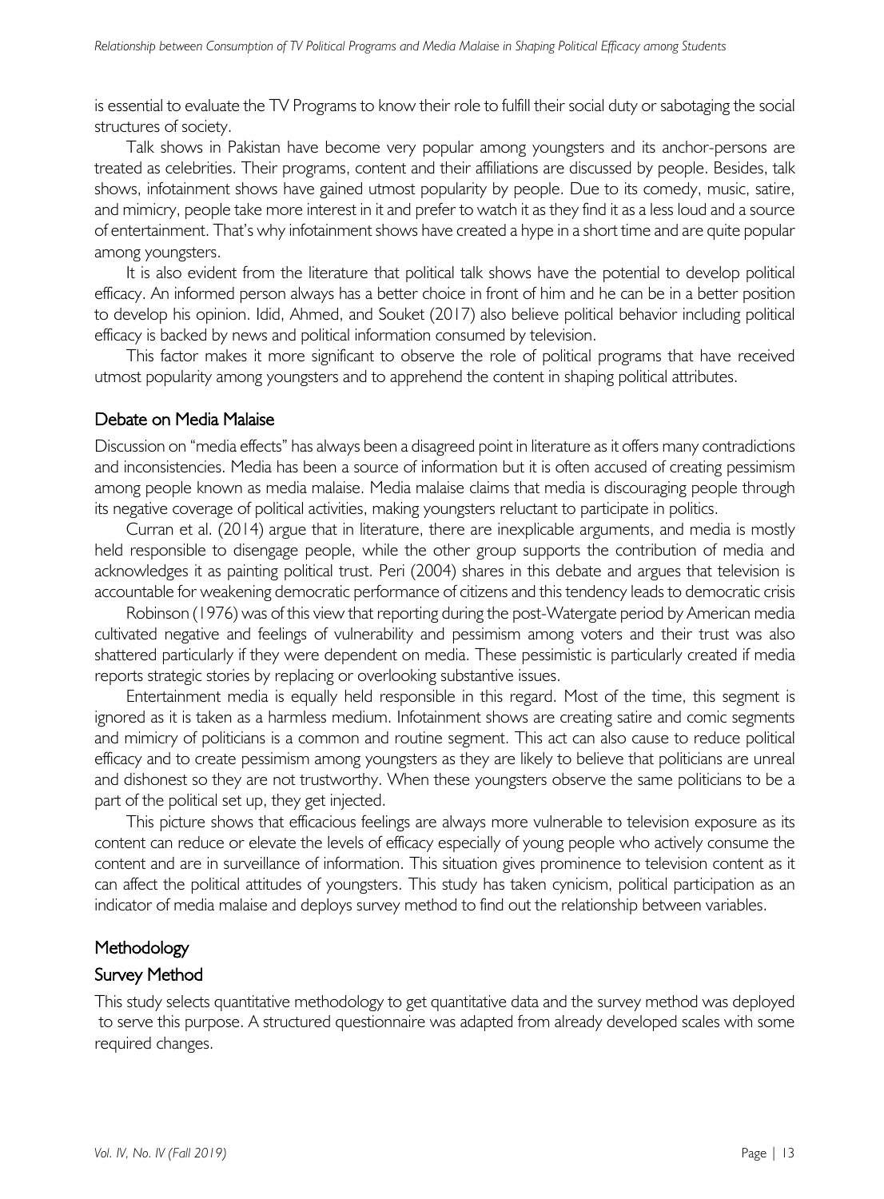is essential to evaluate the TV Programs to know their role to fulfill their social duty or sabotaging the social structures of society.

Talk shows in Pakistan have become very popular among youngsters and its anchor-persons are treated as celebrities. Their programs, content and their affiliations are discussed by people. Besides, talk shows, infotainment shows have gained utmost popularity by people. Due to its comedy, music, satire, and mimicry, people take more interest in it and prefer to watch it as they find it as a less loud and a source of entertainment. That's why infotainment shows have created a hype in a short time and are quite popular among youngsters.

It is also evident from the literature that political talk shows have the potential to develop political efficacy. An informed person always has a better choice in front of him and he can be in a better position to develop his opinion. Idid, Ahmed, and Souket (2017) also believe political behavior including political efficacy is backed by news and political information consumed by television.

This factor makes it more significant to observe the role of political programs that have received utmost popularity among youngsters and to apprehend the content in shaping political attributes.

## Debate on Media Malaise

Discussion on "media effects" has always been a disagreed point in literature as it offers many contradictions and inconsistencies. Media has been a source of information but it is often accused of creating pessimism among people known as media malaise. Media malaise claims that media is discouraging people through its negative coverage of political activities, making youngsters reluctant to participate in politics.

Curran et al. (2014) argue that in literature, there are inexplicable arguments, and media is mostly held responsible to disengage people, while the other group supports the contribution of media and acknowledges it as painting political trust. Peri (2004) shares in this debate and argues that television is accountable for weakening democratic performance of citizens and this tendency leads to democratic crisis

Robinson (1976) was of this view that reporting during the post-Watergate period by American media cultivated negative and feelings of vulnerability and pessimism among voters and their trust was also shattered particularly if they were dependent on media. These pessimistic is particularly created if media reports strategic stories by replacing or overlooking substantive issues.

Entertainment media is equally held responsible in this regard. Most of the time, this segment is ignored as it is taken as a harmless medium. Infotainment shows are creating satire and comic segments and mimicry of politicians is a common and routine segment. This act can also cause to reduce political efficacy and to create pessimism among youngsters as they are likely to believe that politicians are unreal and dishonest so they are not trustworthy. When these youngsters observe the same politicians to be a part of the political set up, they get injected.

This picture shows that efficacious feelings are always more vulnerable to television exposure as its content can reduce or elevate the levels of efficacy especially of young people who actively consume the content and are in surveillance of information. This situation gives prominence to television content as it can affect the political attitudes of youngsters. This study has taken cynicism, political participation as an indicator of media malaise and deploys survey method to find out the relationship between variables.

## Methodology

### Survey Method

This study selects quantitative methodology to get quantitative data and the survey method was deployed to serve this purpose. A structured questionnaire was adapted from already developed scales with some required changes.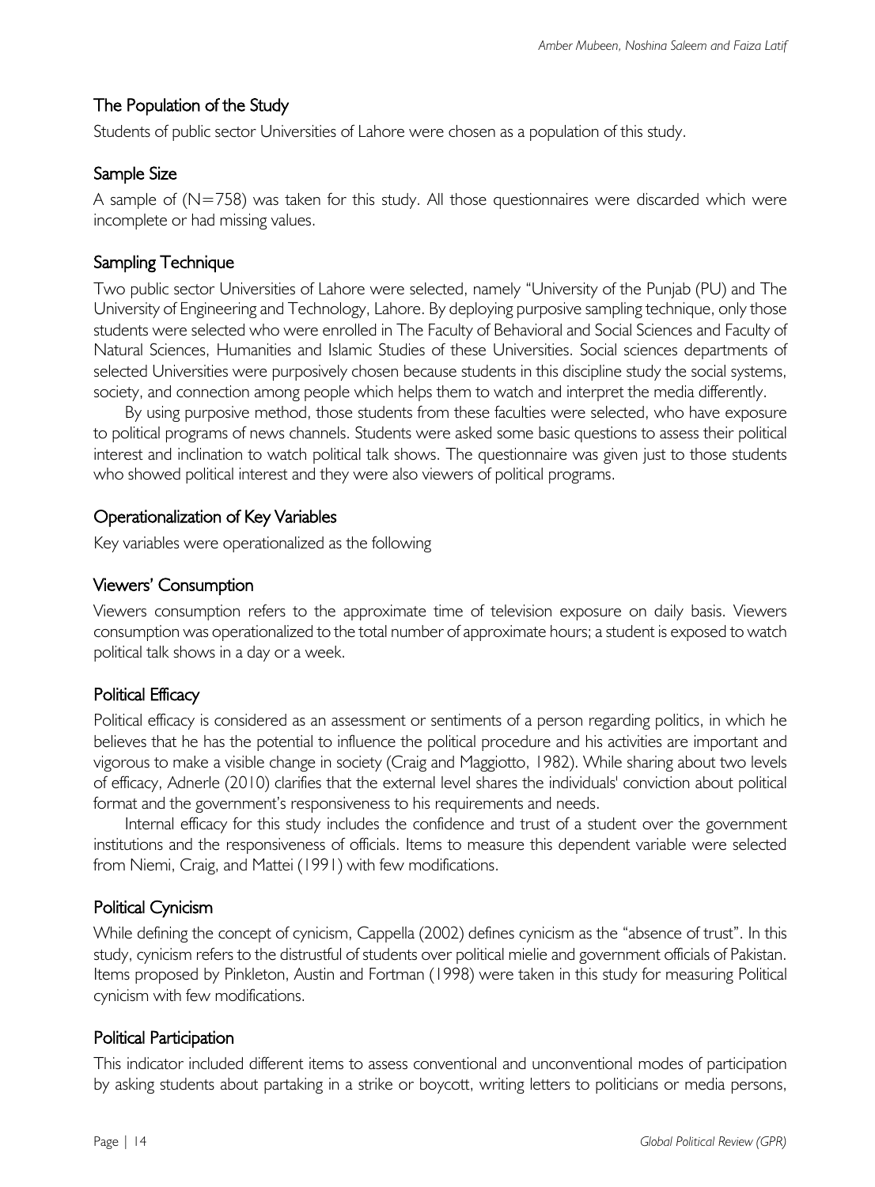## The Population of the Study

Students of public sector Universities of Lahore were chosen as a population of this study.

## Sample Size

A sample of (N=758) was taken for this study. All those questionnaires were discarded which were incomplete or had missing values.

## Sampling Technique

Two public sector Universities of Lahore were selected, namely "University of the Punjab (PU) and The University of Engineering and Technology, Lahore. By deploying purposive sampling technique, only those students were selected who were enrolled in The Faculty of Behavioral and Social Sciences and Faculty of Natural Sciences, Humanities and Islamic Studies of these Universities. Social sciences departments of selected Universities were purposively chosen because students in this discipline study the social systems, society, and connection among people which helps them to watch and interpret the media differently.

By using purposive method, those students from these faculties were selected, who have exposure to political programs of news channels. Students were asked some basic questions to assess their political interest and inclination to watch political talk shows. The questionnaire was given just to those students who showed political interest and they were also viewers of political programs.

## Operationalization of Key Variables

Key variables were operationalized as the following

## Viewers' Consumption

Viewers consumption refers to the approximate time of television exposure on daily basis. Viewers consumption was operationalized to the total number of approximate hours; a student is exposed to watch political talk shows in a day or a week.

## Political Efficacy

Political efficacy is considered as an assessment or sentiments of a person regarding politics, in which he believes that he has the potential to influence the political procedure and his activities are important and vigorous to make a visible change in society (Craig and Maggiotto, 1982). While sharing about two levels of efficacy, Adnerle (2010) clarifies that the external level shares the individuals' conviction about political format and the government's responsiveness to his requirements and needs.

Internal efficacy for this study includes the confidence and trust of a student over the government institutions and the responsiveness of officials. Items to measure this dependent variable were selected from Niemi, Craig, and Mattei (1991) with few modifications.

## Political Cynicism

While defining the concept of cynicism, Cappella (2002) defines cynicism as the "absence of trust". In this study, cynicism refers to the distrustful of students over political mielie and government officials of Pakistan. Items proposed by Pinkleton, Austin and Fortman (1998) were taken in this study for measuring Political cynicism with few modifications.

## Political Participation

This indicator included different items to assess conventional and unconventional modes of participation by asking students about partaking in a strike or boycott, writing letters to politicians or media persons,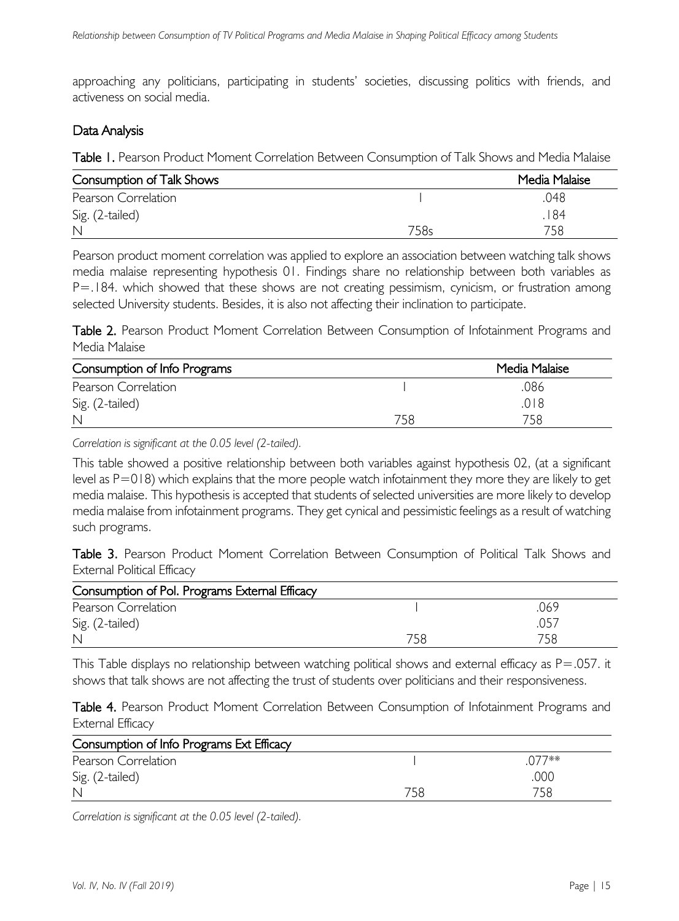approaching any politicians, participating in students' societies, discussing politics with friends, and activeness on social media.

## Data Analysis

**Table 1.** Pearson Product Moment Correlation Between Consumption of Talk Shows and Media Malaise

| Consumption of Talk Shows | | Media Malaise |
|---|---|---|
| Pearson Correlation | 1 | .048 |
| Sig. (2-tailed) | | .184 |
| N | 758s | 758 |

Pearson product moment correlation was applied to explore an association between watching talk shows media malaise representing hypothesis 01. Findings share no relationship between both variables as P=.184. which showed that these shows are not creating pessimism, cynicism, or frustration among selected University students. Besides, it is also not affecting their inclination to participate.

**Table 2.** Pearson Product Moment Correlation Between Consumption of Infotainment Programs and Media Malaise

| Consumption of Info Programs | | Media Malaise |
|---|---|---|
| Pearson Correlation | 1 | .086 |
| Sig. (2-tailed) | | .018 |
| N | 758 | 758 |

*Correlation is significant at the 0.05 level (2-tailed).*

This table showed a positive relationship between both variables against hypothesis 02, (at a significant level as P=018) which explains that the more people watch infotainment they more they are likely to get media malaise. This hypothesis is accepted that students of selected universities are more likely to develop media malaise from infotainment programs. They get cynical and pessimistic feelings as a result of watching such programs.

**Table 3.** Pearson Product Moment Correlation Between Consumption of Political Talk Shows and External Political Efficacy

| Consumption of Pol. Programs External Efficacy | | |
|---|---|---|
| Pearson Correlation | 1 | .069 |
| Sig. (2-tailed) | | .057 |
| N | 758 | 758 |

This Table displays no relationship between watching political shows and external efficacy as P=.057. it shows that talk shows are not affecting the trust of students over politicians and their responsiveness.

**Table 4.** Pearson Product Moment Correlation Between Consumption of Infotainment Programs and External Efficacy

| Consumption of Info Programs Ext Efficacy | | |
|---|---|---|
| Pearson Correlation | 1 | .077** |
| Sig. (2-tailed) | | .000 |
| N | 758 | 758 |

*Correlation is significant at the 0.05 level (2-tailed).*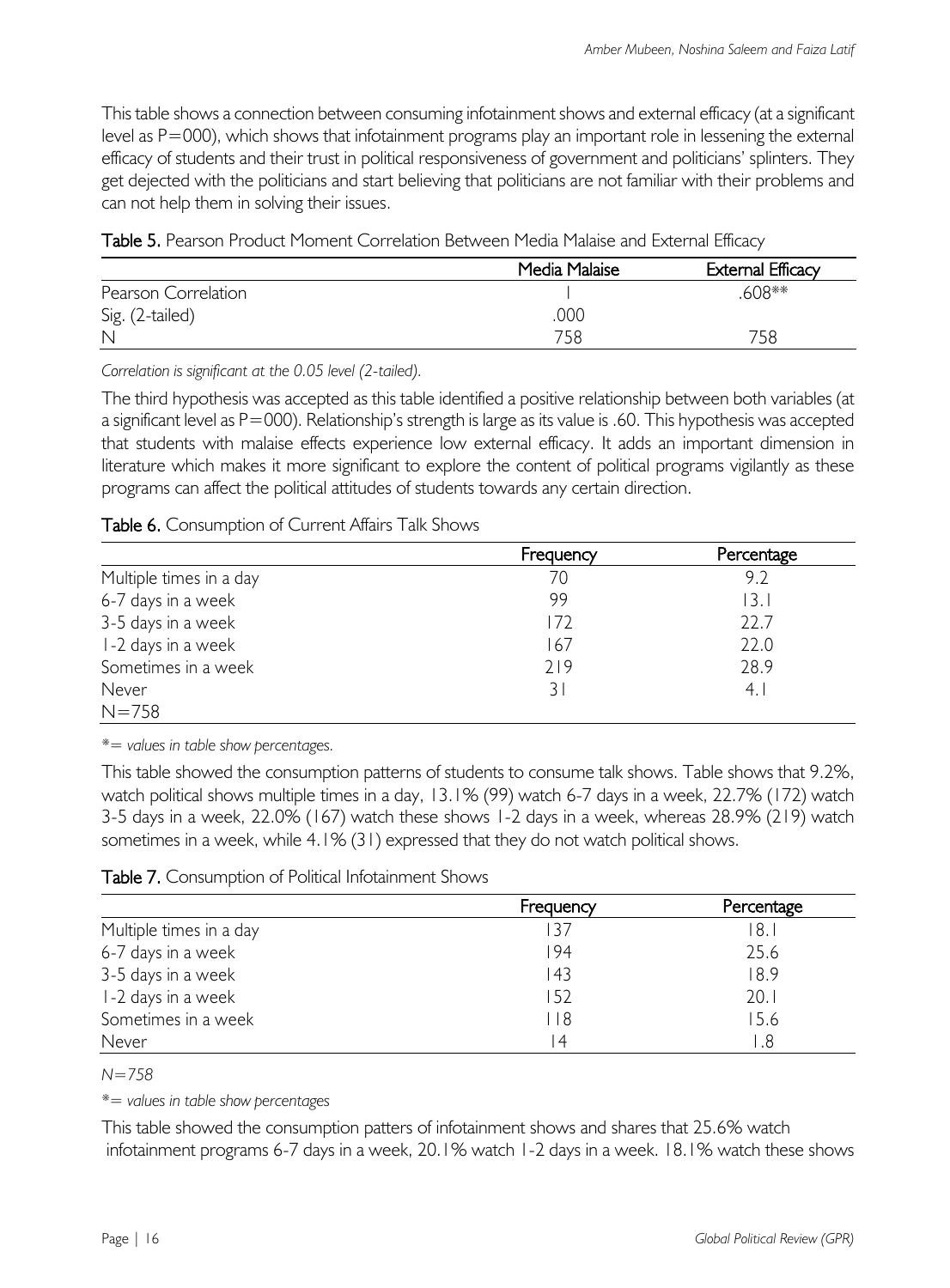This table shows a connection between consuming infotainment shows and external efficacy (at a significant level as P=000), which shows that infotainment programs play an important role in lessening the external efficacy of students and their trust in political responsiveness of government and politicians' splinters. They get dejected with the politicians and start believing that politicians are not familiar with their problems and can not help them in solving their issues.

**Table 5.** Pearson Product Moment Correlation Between Media Malaise and External Efficacy

| | Media Malaise | External Efficacy |
|---|---|---|
| Pearson Correlation | 1 | .608** |
| Sig. (2-tailed) | .000 | |
| N | 758 | 758 |

*Correlation is significant at the 0.05 level (2-tailed).*

The third hypothesis was accepted as this table identified a positive relationship between both variables (at a significant level as P=000). Relationship's strength is large as its value is .60. This hypothesis was accepted that students with malaise effects experience low external efficacy. It adds an important dimension in literature which makes it more significant to explore the content of political programs vigilantly as these programs can affect the political attitudes of students towards any certain direction.

**Table 6.** Consumption of Current Affairs Talk Shows

| | Frequency | Percentage |
|---|---|---|
| Multiple times in a day | 70 | 9.2 |
| 6-7 days in a week | 99 | 13.1 |
| 3-5 days in a week | 172 | 22.7 |
| 1-2 days in a week | 167 | 22.0 |
| Sometimes in a week | 219 | 28.9 |
| Never | 31 | 4.1 |
| N=758 | | |

*\*= values in table show percentages.*

This table showed the consumption patterns of students to consume talk shows. Table shows that 9.2%, watch political shows multiple times in a day, 13.1% (99) watch 6-7 days in a week, 22.7% (172) watch 3-5 days in a week, 22.0% (167) watch these shows 1-2 days in a week, whereas 28.9% (219) watch sometimes in a week, while 4.1% (31) expressed that they do not watch political shows.

**Table 7.** Consumption of Political Infotainment Shows

| | Frequency | Percentage |
|---|---|---|
| Multiple times in a day | 137 | 18.1 |
| 6-7 days in a week | 194 | 25.6 |
| 3-5 days in a week | 143 | 18.9 |
| 1-2 days in a week | 152 | 20.1 |
| Sometimes in a week | 118 | 15.6 |
| Never | 14 | 1.8 |

*N=758*

*\*= values in table show percentages*

This table showed the consumption patters of infotainment shows and shares that 25.6% watch infotainment programs 6-7 days in a week, 20.1% watch 1-2 days in a week. 18.1% watch these shows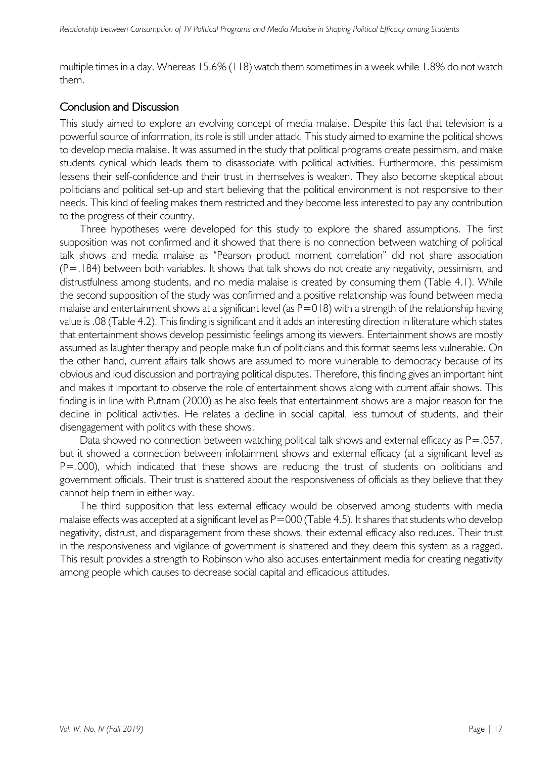multiple times in a day. Whereas 15.6% (118) watch them sometimes in a week while 1.8% do not watch them.

## Conclusion and Discussion

This study aimed to explore an evolving concept of media malaise. Despite this fact that television is a powerful source of information, its role is still under attack. This study aimed to examine the political shows to develop media malaise. It was assumed in the study that political programs create pessimism, and make students cynical which leads them to disassociate with political activities. Furthermore, this pessimism lessens their self-confidence and their trust in themselves is weaken. They also become skeptical about politicians and political set-up and start believing that the political environment is not responsive to their needs. This kind of feeling makes them restricted and they become less interested to pay any contribution to the progress of their country.

Three hypotheses were developed for this study to explore the shared assumptions. The first supposition was not confirmed and it showed that there is no connection between watching of political talk shows and media malaise as "Pearson product moment correlation" did not share association (P=.184) between both variables. It shows that talk shows do not create any negativity, pessimism, and distrustfulness among students, and no media malaise is created by consuming them (Table 4.1). While the second supposition of the study was confirmed and a positive relationship was found between media malaise and entertainment shows at a significant level (as P=018) with a strength of the relationship having value is .08 (Table 4.2). This finding is significant and it adds an interesting direction in literature which states that entertainment shows develop pessimistic feelings among its viewers. Entertainment shows are mostly assumed as laughter therapy and people make fun of politicians and this format seems less vulnerable. On the other hand, current affairs talk shows are assumed to more vulnerable to democracy because of its obvious and loud discussion and portraying political disputes. Therefore, this finding gives an important hint and makes it important to observe the role of entertainment shows along with current affair shows. This finding is in line with Putnam (2000) as he also feels that entertainment shows are a major reason for the decline in political activities. He relates a decline in social capital, less turnout of students, and their disengagement with politics with these shows.

Data showed no connection between watching political talk shows and external efficacy as P=.057. but it showed a connection between infotainment shows and external efficacy (at a significant level as P=.000), which indicated that these shows are reducing the trust of students on politicians and government officials. Their trust is shattered about the responsiveness of officials as they believe that they cannot help them in either way.

The third supposition that less external efficacy would be observed among students with media malaise effects was accepted at a significant level as P=000 (Table 4.5). It shares that students who develop negativity, distrust, and disparagement from these shows, their external efficacy also reduces. Their trust in the responsiveness and vigilance of government is shattered and they deem this system as a ragged. This result provides a strength to Robinson who also accuses entertainment media for creating negativity among people which causes to decrease social capital and efficacious attitudes.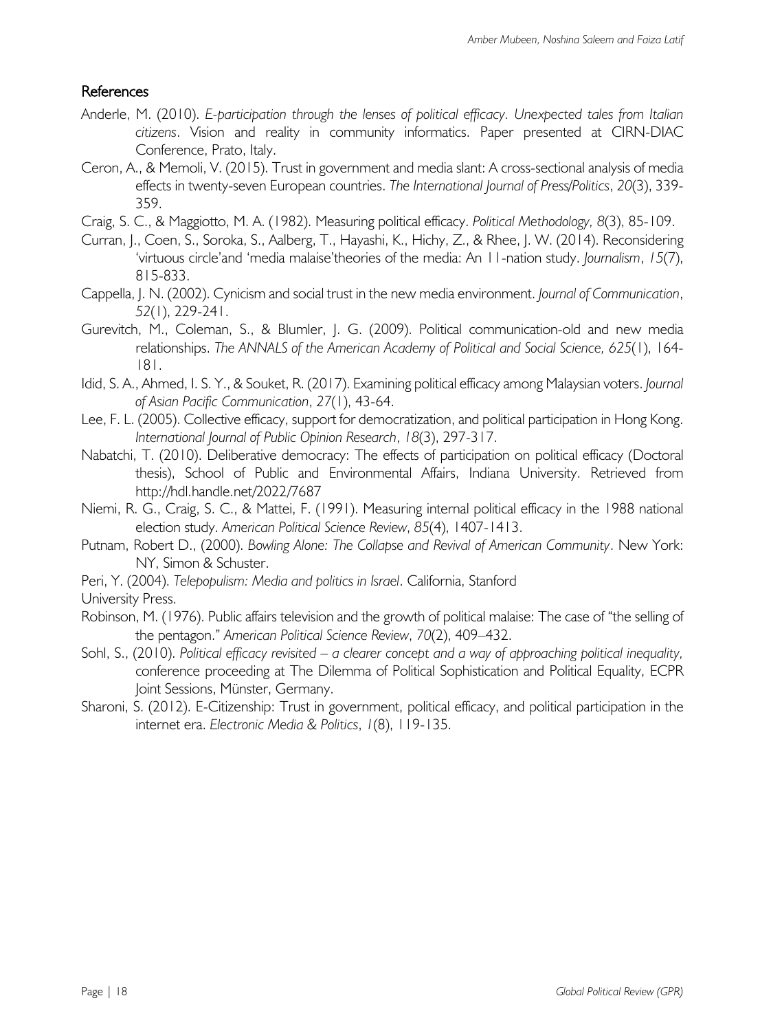## References

Anderle, M. (2010). *E-participation through the lenses of political efficacy. Unexpected tales from Italian citizens*. Vision and reality in community informatics. Paper presented at CIRN-DIAC Conference, Prato, Italy.

Ceron, A., & Memoli, V. (2015). Trust in government and media slant: A cross-sectional analysis of media effects in twenty-seven European countries. *The International Journal of Press/Politics*, *20*(3), 339-359.

Craig, S. C., & Maggiotto, M. A. (1982). Measuring political efficacy. *Political Methodology, 8*(3), 85-109.

Curran, J., Coen, S., Soroka, S., Aalberg, T., Hayashi, K., Hichy, Z., & Rhee, J. W. (2014). Reconsidering 'virtuous circle'and 'media malaise'theories of the media: An 11-nation study. *Journalism*, *15*(7), 815-833.

Cappella, J. N. (2002). Cynicism and social trust in the new media environment. *Journal of Communication*, *52*(1), 229-241.

Gurevitch, M., Coleman, S., & Blumler, J. G. (2009). Political communication-old and new media relationships. *The ANNALS of the American Academy of Political and Social Science, 625*(1), 164-181.

Idid, S. A., Ahmed, I. S. Y., & Souket, R. (2017). Examining political efficacy among Malaysian voters. *Journal of Asian Pacific Communication*, *27*(1), 43-64.

Lee, F. L. (2005). Collective efficacy, support for democratization, and political participation in Hong Kong. *International Journal of Public Opinion Research*, *18*(3), 297-317.

Nabatchi, T. (2010). Deliberative democracy: The effects of participation on political efficacy (Doctoral thesis), School of Public and Environmental Affairs, Indiana University. Retrieved from http://hdl.handle.net/2022/7687

Niemi, R. G., Craig, S. C., & Mattei, F. (1991). Measuring internal political efficacy in the 1988 national election study. *American Political Science Review*, *85*(4), 1407-1413.

Putnam, Robert D., (2000). *Bowling Alone: The Collapse and Revival of American Community*. New York: NY, Simon & Schuster.

Peri, Y. (2004). *Telepopulism: Media and politics in Israel*. California, Stanford University Press.

Robinson, M. (1976). Public affairs television and the growth of political malaise: The case of "the selling of the pentagon." *American Political Science Review*, *70*(2), 409–432.

Sohl, S., (2010). *Political efficacy revisited – a clearer concept and a way of approaching political inequality,* conference proceeding at The Dilemma of Political Sophistication and Political Equality, ECPR Joint Sessions, Münster, Germany.

Sharoni, S. (2012). E-Citizenship: Trust in government, political efficacy, and political participation in the internet era. *Electronic Media & Politics*, *1*(8), 119-135.